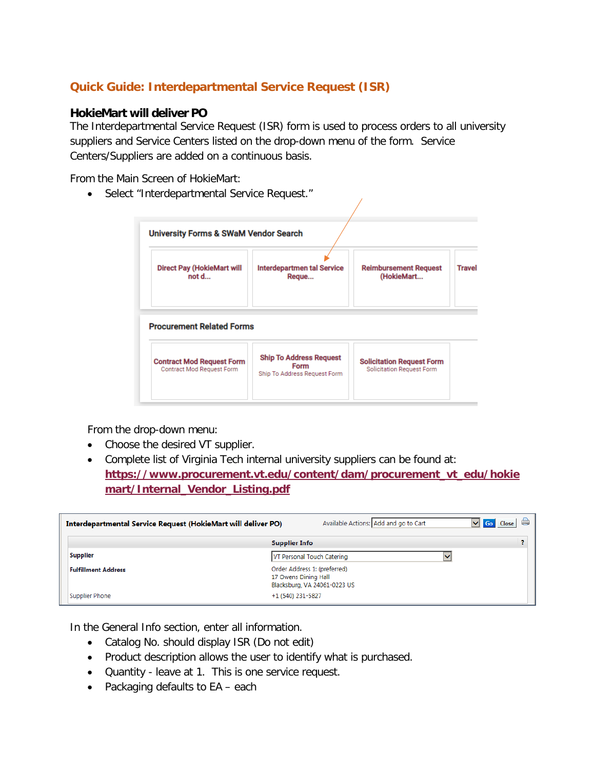## Quick Guide: Interdepartmental Service Request (ISR)

### HokieMart will deliver PO

The Interdepartmental Service Request (ISR) form is used to process orders to all university suppliers and Service Centers listed on the drop-down menu of the form. Service Centers/Suppliers are added on a continuous basis.

From the Main Screen of HokieMart:

- Select "Interdepartmental Service Request."

University Forms & SWaM Vendor Search

| Direct Pay (HokieMart will not d... | Interdepartmen tal Service Reque... | Reimbursement Request (HokieMart... | Travel |
|---|---|---|---|

Procurement Related Forms

| Contract Mod Request Form | Ship To Address Request Form | Solicitation Request Form |
|---|---|---|
| Contract Mod Request Form | Ship To Address Request Form | Solicitation Request Form |

From the drop-down menu:

- Choose the desired VT supplier.
- Complete list of Virginia Tech internal university suppliers can be found at: **https://www.procurement.vt.edu/content/dam/procurement_vt_edu/hokiemart/Internal_Vendor_Listing.pdf**

**Interdepartmental Service Request (HokieMart will deliver PO)** Available Actions: Add and go to Cart | Go | Close

| Supplier Info | |
|---|---|
| **Supplier** | VT Personal Touch Catering |
| **Fulfillment Address** | Order Address 1: (preferred)<br>17 Owens Dining Hall<br>Blacksburg, VA 24061-0223 US |
| Supplier Phone | +1 (540) 231-5827 |

In the General Info section, enter all information.

- Catalog No. should display ISR (Do not edit)
- Product description allows the user to identify what is purchased.
- Quantity - leave at 1. This is one service request.
- Packaging defaults to EA – each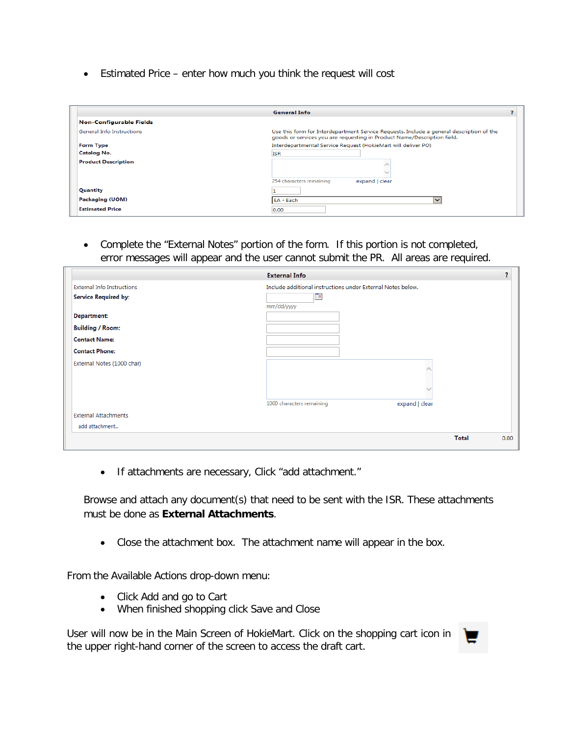- Estimated Price – enter how much you think the request will cost

| General Info | |
|---|---|
| **Non-Configurable Fields** | |
| General Info Instructions | Use this form for Interdepartment Service Requests. Include a general description of the goods or services you are requesting in Product Name/Description field. |
| **Form Type** | Interdepartmental Service Request (HokieMart will deliver PO) |
| **Catalog No.** | ISR |
| **Product Description** | 254 characters remaining expand \| clear |
| **Quantity** | 1 |
| **Packaging (UOM)** | EA - Each |
| **Estimated Price** | 0.00 |

- Complete the "External Notes" portion of the form. If this portion is not completed, error messages will appear and the user cannot submit the PR. All areas are required.

| External Info | |
|---|---|
| External Info Instructions | Include additional instructions under External Notes below. |
| **Service Required by:** | mm/dd/yyyy |
| **Department:** | |
| **Building / Room:** | |
| **Contact Name:** | |
| **Contact Phone:** | |
| External Notes (1000 char) | 1000 characters remaining expand \| clear |
| External Attachments | |
| add attachment... | |
| **Total** | 0.00 |

- If attachments are necessary, Click "add attachment."

Browse and attach any document(s) that need to be sent with the ISR. These attachments must be done as **External Attachments**.

- Close the attachment box. The attachment name will appear in the box.

From the Available Actions drop-down menu:

- Click Add and go to Cart
- When finished shopping click Save and Close

User will now be in the Main Screen of HokieMart. Click on the shopping cart icon in the upper right-hand corner of the screen to access the draft cart.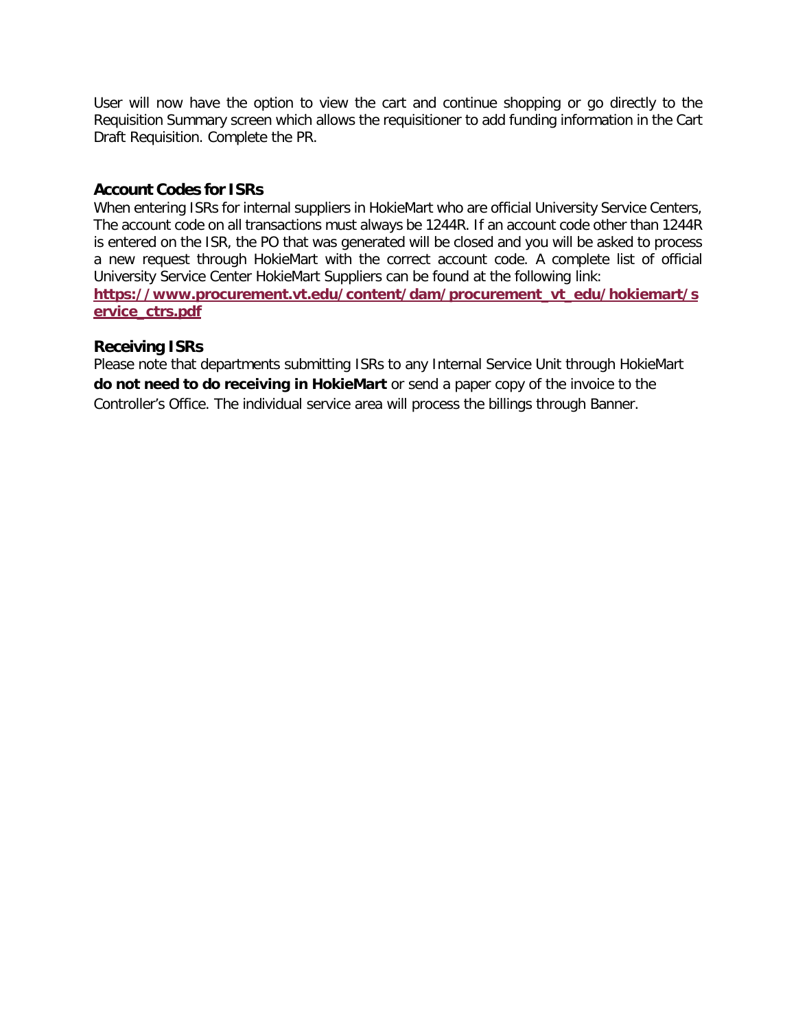User will now have the option to view the cart and continue shopping or go directly to the Requisition Summary screen which allows the requisitioner to add funding information in the Cart Draft Requisition. Complete the PR.

### Account Codes for ISRs

When entering ISRs for internal suppliers in HokieMart who are official University Service Centers, The account code on all transactions must always be 1244R. If an account code other than 1244R is entered on the ISR, the PO that was generated will be closed and you will be asked to process a new request through HokieMart with the correct account code. A complete list of official University Service Center HokieMart Suppliers can be found at the following link: **https://www.procurement.vt.edu/content/dam/procurement_vt_edu/hokiemart/service_ctrs.pdf**

### Receiving ISRs

Please note that departments submitting ISRs to any Internal Service Unit through HokieMart **do not need to do receiving in HokieMart** or send a paper copy of the invoice to the Controller's Office. The individual service area will process the billings through Banner.